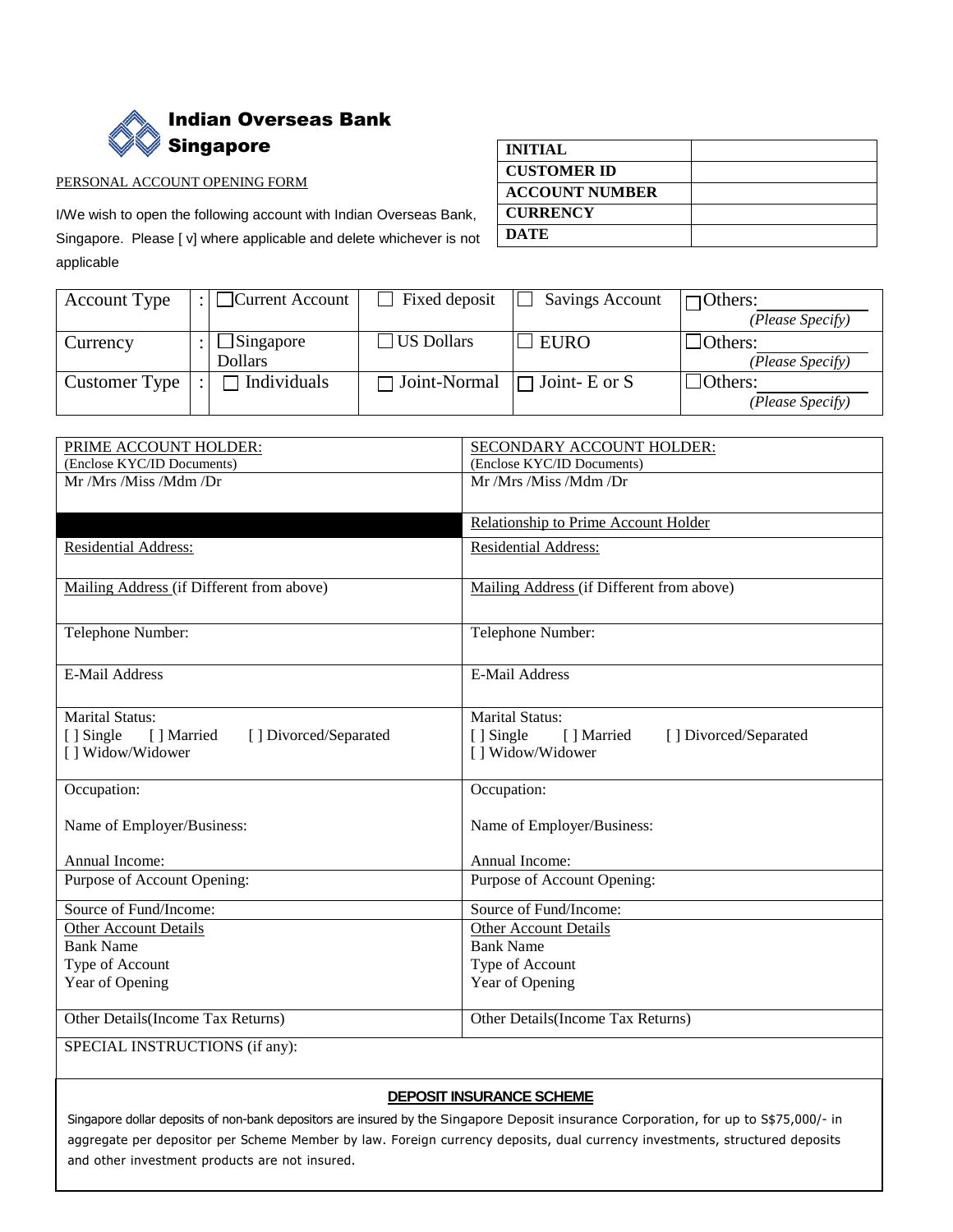# Indian Overseas Bank Singapore

| INITIAL | |
|---|---|
| CUSTOMER ID | |
| ACCOUNT NUMBER | |
| CURRENCY | |
| DATE | |

PERSONAL ACCOUNT OPENING FORM

I/We wish to open the following account with Indian Overseas Bank, Singapore. Please [ v] where applicable and delete whichever is not applicable

| | | | | | |
|---|---|---|---|---|---|
| Account Type | : | ☐ Current Account | ☐ Fixed deposit | ☐ Savings Account | ☐ Others: ________ *(Please Specify)* |
| Currency | : | ☐ Singapore Dollars | ☐ US Dollars | ☐ EURO | ☐ Others: ________ *(Please Specify)* |
| Customer Type | : | ☐ Individuals | ☐ Joint-Normal | ☐ Joint- E or S | ☐ Others: ________ *(Please Specify)* |

| PRIME ACCOUNT HOLDER: (Enclose KYC/ID Documents) | SECONDARY ACCOUNT HOLDER: (Enclose KYC/ID Documents) |
|---|---|
| Mr /Mrs /Miss /Mdm /Dr | Mr /Mrs /Miss /Mdm /Dr |
| | Relationship to Prime Account Holder |
| Residential Address: | Residential Address: |
| Mailing Address (if Different from above) | Mailing Address (if Different from above) |
| Telephone Number: | Telephone Number: |
| E-Mail Address | E-Mail Address |
| Marital Status:<br>[ ] Single [ ] Married [ ] Divorced/Separated<br>[ ] Widow/Widower | Marital Status:<br>[ ] Single [ ] Married [ ] Divorced/Separated<br>[ ] Widow/Widower |
| Occupation:<br>Name of Employer/Business:<br>Annual Income: | Occupation:<br>Name of Employer/Business:<br>Annual Income: |
| Purpose of Account Opening: | Purpose of Account Opening: |
| Source of Fund/Income: | Source of Fund/Income: |
| Other Account Details<br>Bank Name<br>Type of Account<br>Year of Opening | Other Account Details<br>Bank Name<br>Type of Account<br>Year of Opening |
| Other Details(Income Tax Returns) | Other Details(Income Tax Returns) |

SPECIAL INSTRUCTIONS (if any):

**DEPOSIT INSURANCE SCHEME**

Singapore dollar deposits of non-bank depositors are insured by the Singapore Deposit insurance Corporation, for up to S$75,000/- in aggregate per depositor per Scheme Member by law. Foreign currency deposits, dual currency investments, structured deposits and other investment products are not insured.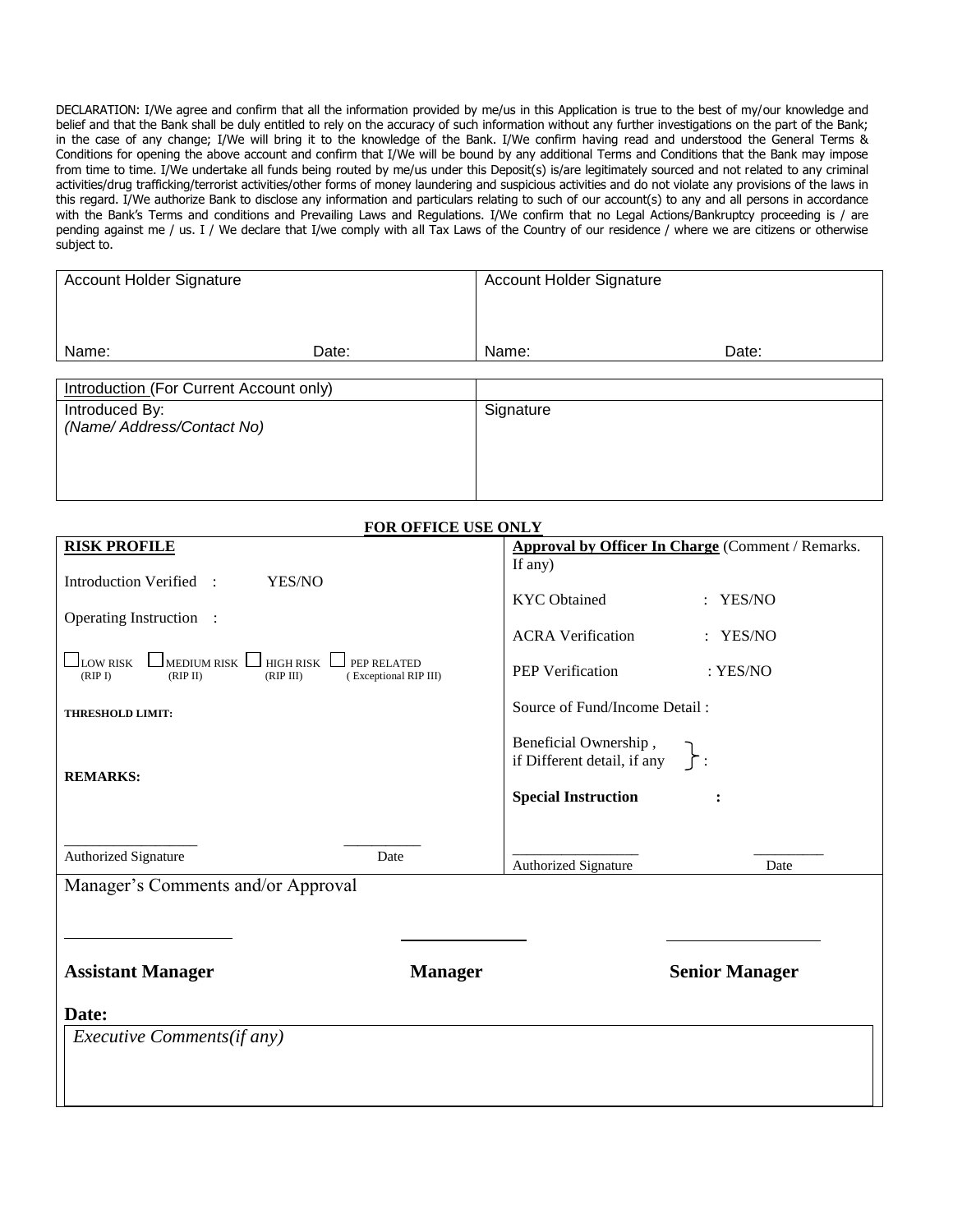DECLARATION: I/We agree and confirm that all the information provided by me/us in this Application is true to the best of my/our knowledge and belief and that the Bank shall be duly entitled to rely on the accuracy of such information without any further investigations on the part of the Bank; in the case of any change; I/We will bring it to the knowledge of the Bank. I/We confirm having read and understood the General Terms & Conditions for opening the above account and confirm that I/We will be bound by any additional Terms and Conditions that the Bank may impose from time to time. I/We undertake all funds being routed by me/us under this Deposit(s) is/are legitimately sourced and not related to any criminal activities/drug trafficking/terrorist activities/other forms of money laundering and suspicious activities and do not violate any provisions of the laws in this regard. I/We authorize Bank to disclose any information and particulars relating to such of our account(s) to any and all persons in accordance with the Bank's Terms and conditions and Prevailing Laws and Regulations. I/We confirm that no Legal Actions/Bankruptcy proceeding is / are pending against me / us. I / We declare that I/we comply with all Tax Laws of the Country of our residence / where we are citizens or otherwise subject to.

| Account Holder Signature | | Account Holder Signature | |
|---|---|---|---|
| Name: | Date: | Name: | Date: |

| Introduction (For Current Account only) | |
|---|---|
| Introduced By:<br>*(Name/ Address/Contact No)* | Signature |

**FOR OFFICE USE ONLY**

| **RISK PROFILE** | **Approval by Officer In Charge** (Comment / Remarks. If any) |
|---|---|
| Introduction Verified : YES/NO | KYC Obtained : YES/NO |
| Operating Instruction : | ACRA Verification : YES/NO |
| ☐ LOW RISK (RIP I) ☐ MEDIUM RISK (RIP II) ☐ HIGH RISK (RIP III) ☐ PEP RELATED ( Exceptional RIP III) | PEP Verification : YES/NO |
| **THRESHOLD LIMIT:** | Source of Fund/Income Detail : |
| **REMARKS:** | Beneficial Ownership , if Different detail, if any } : |
| | **Special Instruction :** |
| Authorized Signature &nbsp;&nbsp;&nbsp; Date | Authorized Signature &nbsp;&nbsp;&nbsp; Date |

Manager's Comments and/or Approval

| **Assistant Manager** | **Manager** | **Senior Manager** |
|---|---|---|

**Date:**

*Executive Comments(if any)*